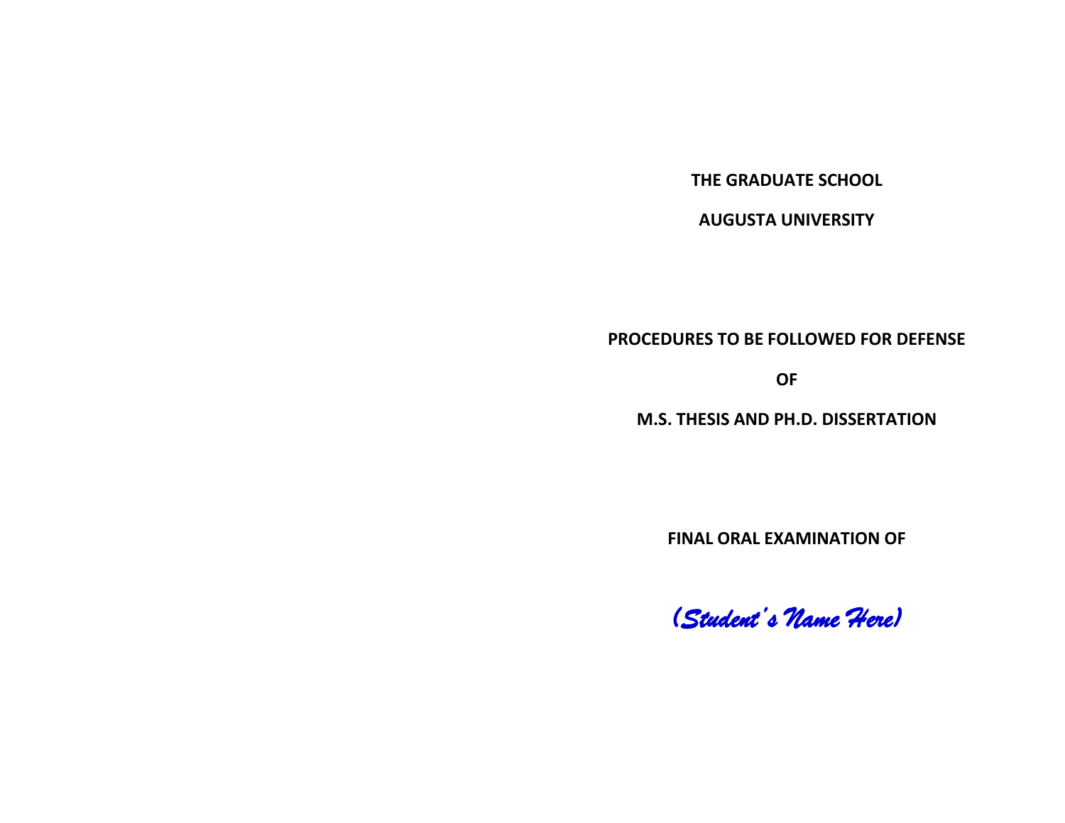**THE GRADUATE SCHOOL**

**AUGUSTA UNIVERSITY**

**PROCEDURES TO BE FOLLOWED FOR DEFENSE**

**OF**

**M.S. THESIS AND PH.D. DISSERTATION**

**FINAL ORAL EXAMINATION OF**

*(Student's Name Here)*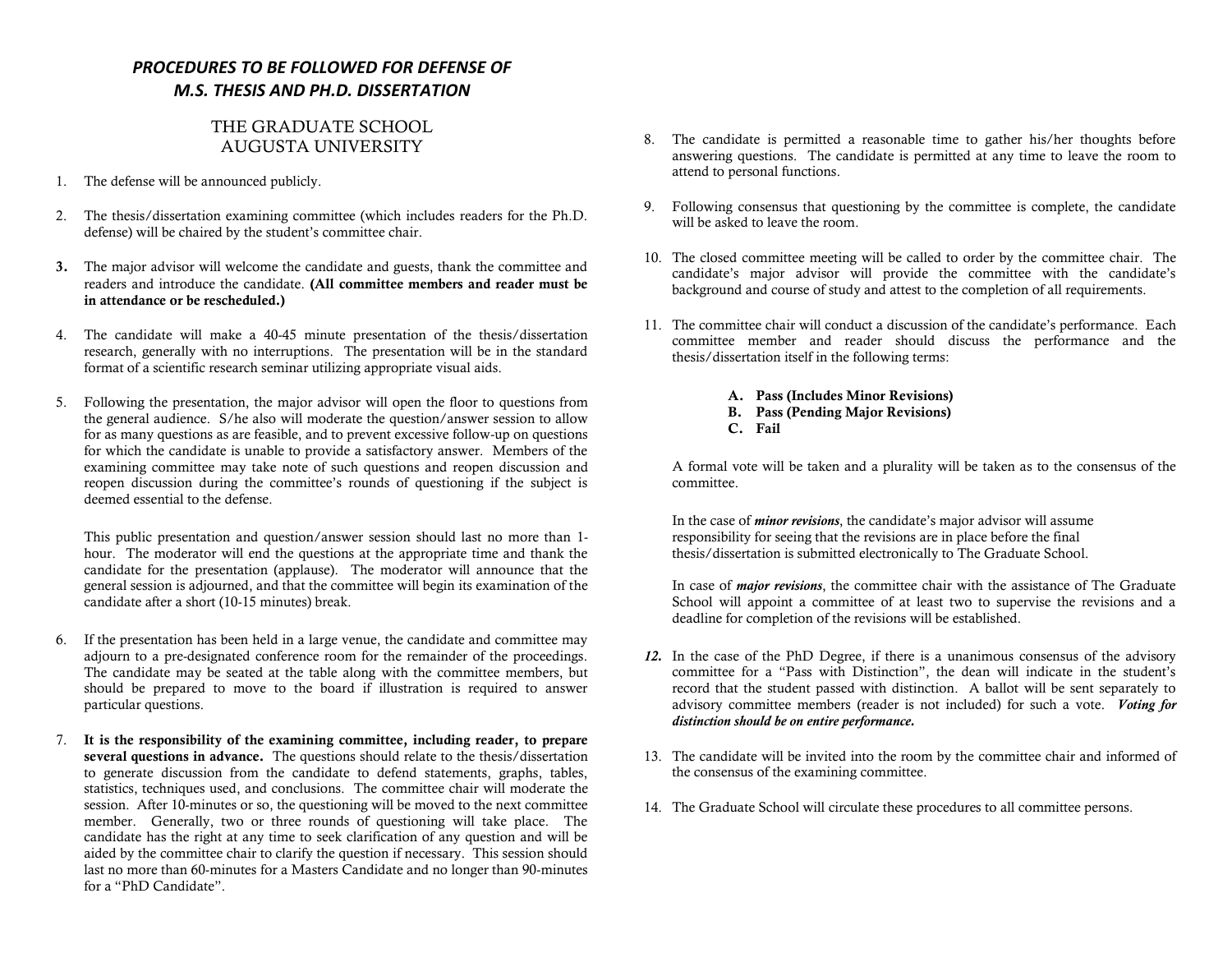# *PROCEDURES TO BE FOLLOWED FOR DEFENSE OF M.S. THESIS AND PH.D. DISSERTATION*

## THE GRADUATE SCHOOL AUGUSTA UNIVERSITY

1. The defense will be announced publicly.

2. The thesis/dissertation examining committee (which includes readers for the Ph.D. defense) will be chaired by the student's committee chair.

3. The major advisor will welcome the candidate and guests, thank the committee and readers and introduce the candidate. **(All committee members and reader must be in attendance or be rescheduled.)**

4. The candidate will make a 40-45 minute presentation of the thesis/dissertation research, generally with no interruptions. The presentation will be in the standard format of a scientific research seminar utilizing appropriate visual aids.

5. Following the presentation, the major advisor will open the floor to questions from the general audience. S/he also will moderate the question/answer session to allow for as many questions as are feasible, and to prevent excessive follow-up on questions for which the candidate is unable to provide a satisfactory answer. Members of the examining committee may take note of such questions and reopen discussion and reopen discussion during the committee's rounds of questioning if the subject is deemed essential to the defense.

   This public presentation and question/answer session should last no more than 1-hour. The moderator will end the questions at the appropriate time and thank the candidate for the presentation (applause). The moderator will announce that the general session is adjourned, and that the committee will begin its examination of the candidate after a short (10-15 minutes) break.

6. If the presentation has been held in a large venue, the candidate and committee may adjourn to a pre-designated conference room for the remainder of the proceedings. The candidate may be seated at the table along with the committee members, but should be prepared to move to the board if illustration is required to answer particular questions.

7. **It is the responsibility of the examining committee, including reader, to prepare several questions in advance.** The questions should relate to the thesis/dissertation to generate discussion from the candidate to defend statements, graphs, tables, statistics, techniques used, and conclusions. The committee chair will moderate the session. After 10-minutes or so, the questioning will be moved to the next committee member. Generally, two or three rounds of questioning will take place. The candidate has the right at any time to seek clarification of any question and will be aided by the committee chair to clarify the question if necessary. This session should last no more than 60-minutes for a Masters Candidate and no longer than 90-minutes for a "PhD Candidate".

8. The candidate is permitted a reasonable time to gather his/her thoughts before answering questions. The candidate is permitted at any time to leave the room to attend to personal functions.

9. Following consensus that questioning by the committee is complete, the candidate will be asked to leave the room.

10. The closed committee meeting will be called to order by the committee chair. The candidate's major advisor will provide the committee with the candidate's background and course of study and attest to the completion of all requirements.

11. The committee chair will conduct a discussion of the candidate's performance. Each committee member and reader should discuss the performance and the thesis/dissertation itself in the following terms:

    **A. Pass (Includes Minor Revisions)**
    **B. Pass (Pending Major Revisions)**
    **C. Fail**

    A formal vote will be taken and a plurality will be taken as to the consensus of the committee.

    In the case of ***minor revisions***, the candidate's major advisor will assume responsibility for seeing that the revisions are in place before the final thesis/dissertation is submitted electronically to The Graduate School.

    In case of ***major revisions***, the committee chair with the assistance of The Graduate School will appoint a committee of at least two to supervise the revisions and a deadline for completion of the revisions will be established.

12. In the case of the PhD Degree, if there is a unanimous consensus of the advisory committee for a "Pass with Distinction", the dean will indicate in the student's record that the student passed with distinction. A ballot will be sent separately to advisory committee members (reader is not included) for such a vote. ***Voting for distinction should be on entire performance.***

13. The candidate will be invited into the room by the committee chair and informed of the consensus of the examining committee.

14. The Graduate School will circulate these procedures to all committee persons.